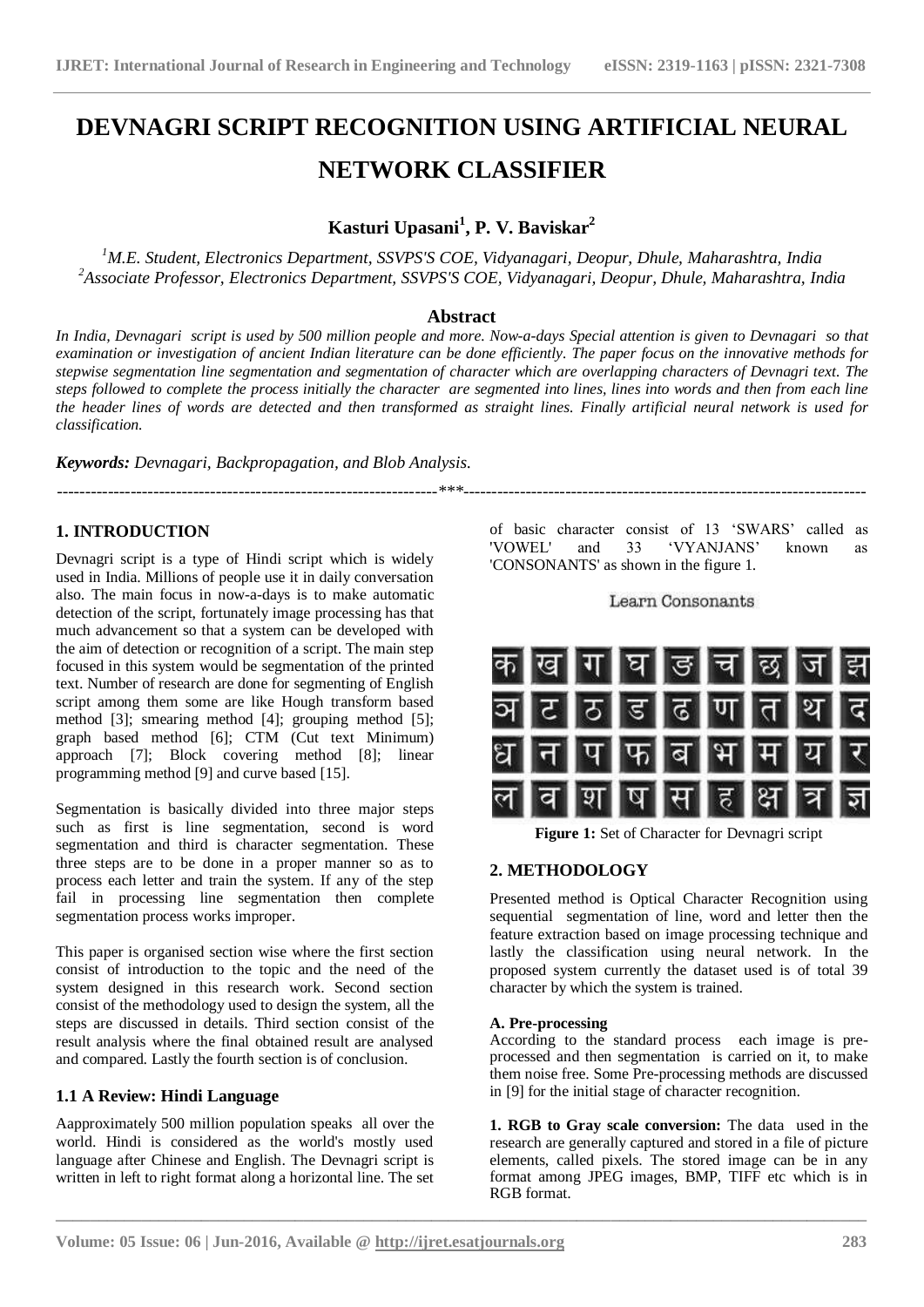# DEVNAGRI SCRIPT RECOGNITION USING ARTIFICIAL NEURAL NETWORK CLASSIFIER

**Kasturi Upasani[1], P. V. Baviskar[2]**

[1]*M.E. Student, Electronics Department, SSVPS'S COE, Vidyanagari, Deopur, Dhule, Maharashtra, India*
[2]*Associate Professor, Electronics Department, SSVPS'S COE, Vidyanagari, Deopur, Dhule, Maharashtra, India*

## Abstract

*In India, Devnagari script is used by 500 million people and more. Now-a-days Special attention is given to Devnagari so that examination or investigation of ancient Indian literature can be done efficiently. The paper focus on the innovative methods for stepwise segmentation line segmentation and segmentation of character which are overlapping characters of Devnagri text. The steps followed to complete the process initially the character are segmented into lines, lines into words and then from each line the header lines of words are detected and then transformed as straight lines. Finally artificial neural network is used for classification.*

***Keywords:** Devnagari, Backpropagation, and Blob Analysis.*

---

## 1. INTRODUCTION

Devnagri script is a type of Hindi script which is widely used in India. Millions of people use it in daily conversation also. The main focus in now-a-days is to make automatic detection of the script, fortunately image processing has that much advancement so that a system can be developed with the aim of detection or recognition of a script. The main step focused in this system would be segmentation of the printed text. Number of research are done for segmenting of English script among them some are like Hough transform based method [3]; smearing method [4]; grouping method [5]; graph based method [6]; CTM (Cut text Minimum) approach [7]; Block covering method [8]; linear programming method [9] and curve based [15].

Segmentation is basically divided into three major steps such as first is line segmentation, second is word segmentation and third is character segmentation. These three steps are to be done in a proper manner so as to process each letter and train the system. If any of the step fail in processing line segmentation then complete segmentation process works improper.

This paper is organised section wise where the first section consist of introduction to the topic and the need of the system designed in this research work. Second section consist of the methodology used to design the system, all the steps are discussed in details. Third section consist of the result analysis where the final obtained result are analysed and compared. Lastly the fourth section is of conclusion.

### 1.1 A Review: Hindi Language

Aapproximately 500 million population speaks all over the world. Hindi is considered as the world's mostly used language after Chinese and English. The Devnagri script is written in left to right format along a horizontal line. The set of basic character consist of 13 'SWARS' called as 'VOWEL' and 33 'VYANJANS' known as 'CONSONANTS' as shown in the figure 1.

Learn Consonants

| | | | | | | | | |
|---|---|---|---|---|---|---|---|---|
| क | ख | ग | घ | ङ | च | छ | ज | झ |
| ञ | ट | ठ | ड | ढ | ण | त | थ | द |
| ध | न | प | फ | ब | भ | म | य | र |
| ल | व | श | ष | स | ह | क्ष | त्र | ज्ञ |

**Figure 1:** Set of Character for Devnagri script

## 2. METHODOLOGY

Presented method is Optical Character Recognition using sequential segmentation of line, word and letter then the feature extraction based on image processing technique and lastly the classification using neural network. In the proposed system currently the dataset used is of total 39 character by which the system is trained.

#### A. Pre-processing

According to the standard process each image is pre-processed and then segmentation is carried on it, to make them noise free. Some Pre-processing methods are discussed in [9] for the initial stage of character recognition.

**1. RGB to Gray scale conversion:** The data used in the research are generally captured and stored in a file of picture elements, called pixels. The stored image can be in any format among JPEG images, BMP, TIFF etc which is in RGB format.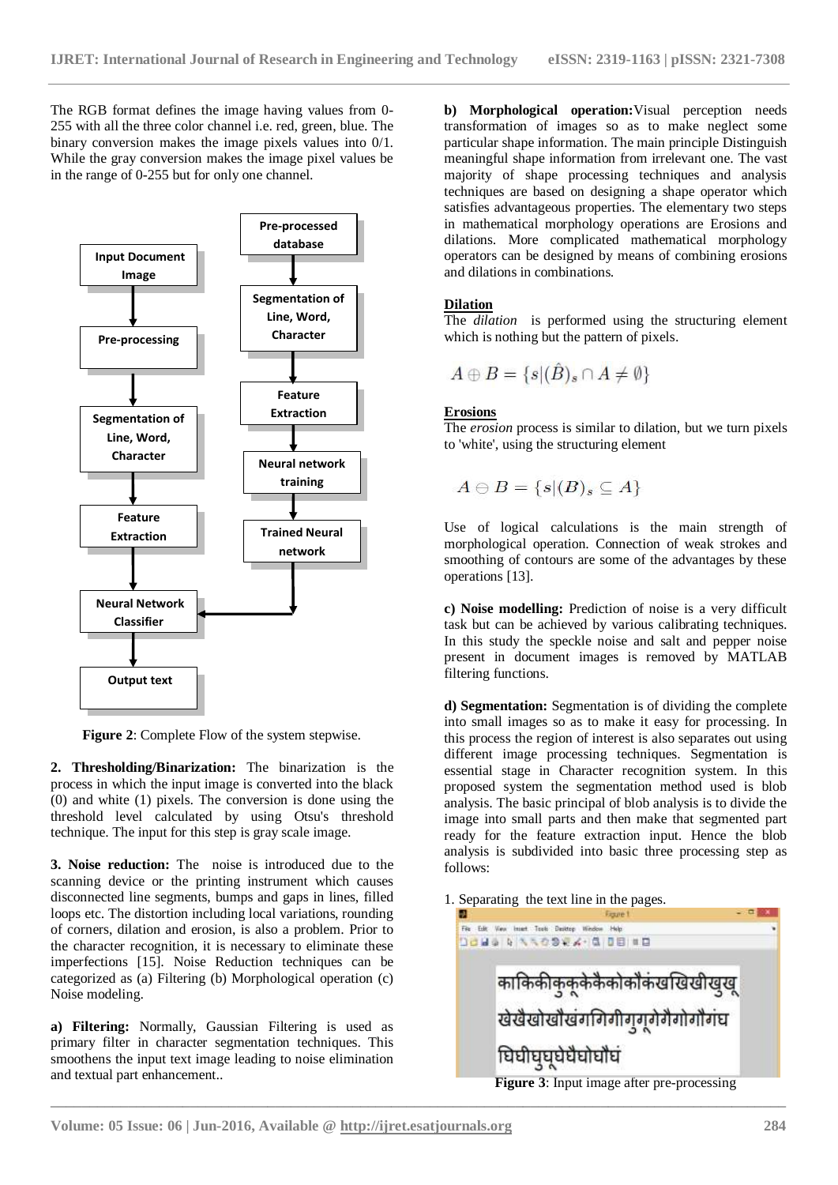The RGB format defines the image having values from 0-255 with all the three color channel i.e. red, green, blue. The binary conversion makes the image pixels values into 0/1. While the gray conversion makes the image pixel values be in the range of 0-255 but for only one channel.

**Figure 2**: Complete Flow of the system stepwise.

**2. Thresholding/Binarization:** The binarization is the process in which the input image is converted into the black (0) and white (1) pixels. The conversion is done using the threshold level calculated by using Otsu's threshold technique. The input for this step is gray scale image.

**3. Noise reduction:** The noise is introduced due to the scanning device or the printing instrument which causes disconnected line segments, bumps and gaps in lines, filled loops etc. The distortion including local variations, rounding of corners, dilation and erosion, is also a problem. Prior to the character recognition, it is necessary to eliminate these imperfections [15]. Noise Reduction techniques can be categorized as (a) Filtering (b) Morphological operation (c) Noise modeling.

**a) Filtering:** Normally, Gaussian Filtering is used as primary filter in character segmentation techniques. This smoothens the input text image leading to noise elimination and textual part enhancement..

**b) Morphological operation:** Visual perception needs transformation of images so as to make neglect some particular shape information. The main principle Distinguish meaningful shape information from irrelevant one. The vast majority of shape processing techniques and analysis techniques are based on designing a shape operator which satisfies advantageous properties. The elementary two steps in mathematical morphology operations are Erosions and dilations. More complicated mathematical morphology operators can be designed by means of combining erosions and dilations in combinations.

**Dilation**

The *dilation* is performed using the structuring element which is nothing but the pattern of pixels.

$$A \oplus B = \{s | (\hat{B})_s \cap A \neq \emptyset\}$$

**Erosions**

The *erosion* process is similar to dilation, but we turn pixels to 'white', using the structuring element

$$A \ominus B = \{s | (B)_s \subseteq A\}$$

Use of logical calculations is the main strength of morphological operation. Connection of weak strokes and smoothing of contours are some of the advantages by these operations [13].

**c) Noise modelling:** Prediction of noise is a very difficult task but can be achieved by various calibrating techniques. In this study the speckle noise and salt and pepper noise present in document images is removed by MATLAB filtering functions.

**d) Segmentation:** Segmentation is of dividing the complete into small images so as to make it easy for processing. In this process the region of interest is also separates out using different image processing techniques. Segmentation is essential stage in Character recognition system. In this proposed system the segmentation method used is blob analysis. The basic principal of blob analysis is to divide the image into small parts and then make that segmented part ready for the feature extraction input. Hence the blob analysis is subdivided into basic three processing step as follows:

1. Separating the text line in the pages.

**Figure 3**: Input image after pre-processing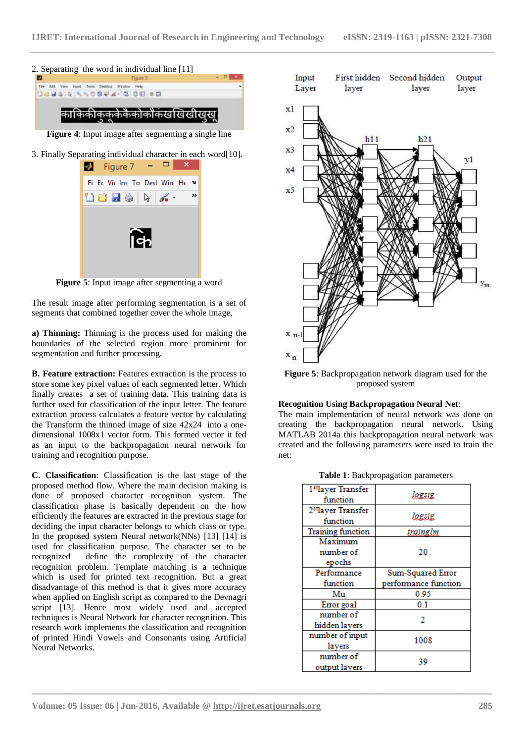2. Separating the word in individual line [11]

**Figure 4**: Input image after segmenting a single line

3. Finally Separating individual character in each word[10].

**Figure 5**: Input image after segmenting a word

The result image after performing segmentation is a set of segments that combined together cover the whole image,

**a) Thinning:** Thinning is the process used for making the boundaries of the selected region more prominent for segmentation and further processing.

**B. Feature extraction:** Features extraction is the process to store some key pixel values of each segmented letter. Which finally creates a set of training data. This training data is further used for classification of the input letter. The feature extraction process calculates a feature vector by calculating the Transform the thinned image of size 42x24 into a one-dimensional 1008x1 vector form. This formed vector it fed as an input to the backpropagation neural network for training and recognition purpose.

**C. Classification:** Classification is the last stage of the proposed method flow. Where the main decision making is done of proposed character recognition system. The classification phase is basically dependent on the how efficiently the features are extracted in the previous stage for deciding the input character belongs to which class or type. In the proposed system Neural network(NNs) [13] [14] is used for classification purpose. The character set to be recognized define the complexity of the character recognition problem. Template matching is a technique which is used for printed text recognition. But a great disadvantage of this method is that it gives more accuracy when applied on English script as compared to the Devnagri script [13]. Hence most widely used and accepted techniques is Neural Network for character recognition. This research work implements the classification and recognition of printed Hindi Vowels and Consonants using Artificial Neural Networks.

**Figure 5**: Backpropagation network diagram used for the proposed system

**Recognition Using Backpropagation Neural Net**:
The main implementation of neural network was done on creating the backpropagation neural network. Using MATLAB 2014a this backpropagation neural network was created and the following parameters were used to train the net:

**Table 1**: Backpropagation parameters

| Parameter | Value |
|---|---|
| 1[st]layer Transfer function | logsig |
| 2[st]layer Transfer function | logsig |
| Training function | trainglm |
| Maximum number of epochs | 20 |
| Performance function | Sum-Squared Error performance function |
| Mu | 0.95 |
| Error goal | 0.1 |
| number of hidden layers | 2 |
| number of input layers | 1008 |
| number of output layers | 39 |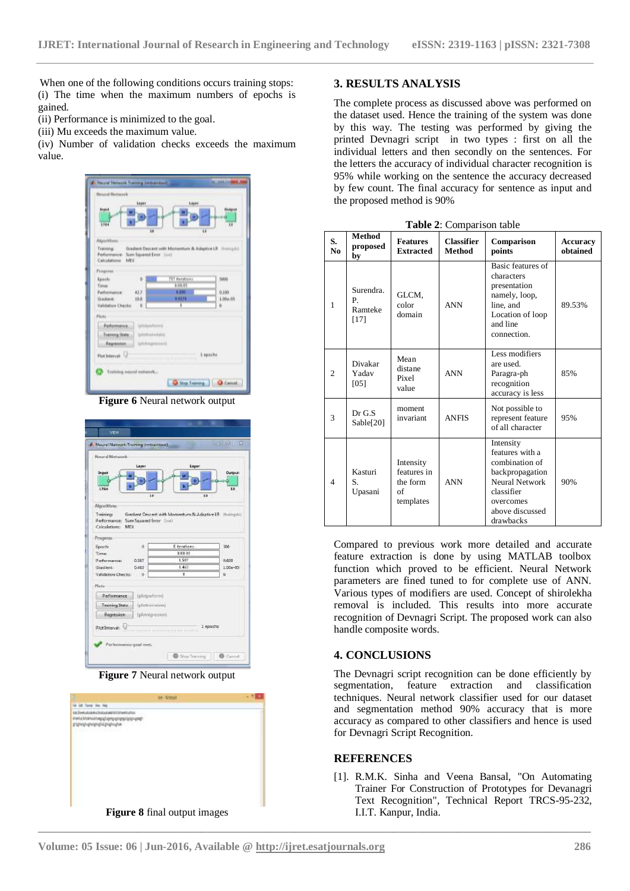When one of the following conditions occurs training stops:
(i) The time when the maximum numbers of epochs is gained.
(ii) Performance is minimized to the goal.
(iii) Mu exceeds the maximum value.
(iv) Number of validation checks exceeds the maximum value.

**Figure 6** Neural network output

**Figure 7** Neural network output

**Figure 8** final output images

## 3. RESULTS ANALYSIS

The complete process as discussed above was performed on the dataset used. Hence the training of the system was done by this way. The testing was performed by giving the printed Devnagri script in two types : first on all the individual letters and then secondly on the sentences. For the letters the accuracy of individual character recognition is 95% while working on the sentence the accuracy decreased by few count. The final accuracy for sentence as input and the proposed method is 90%

**Table 2**: Comparison table

| S. No | Method proposed by | Features Extracted | Classifier Method | Comparison points | Accuracy obtained |
|---|---|---|---|---|---|
| 1 | Surendra. P. Ramteke [17] | GLCM, color domain | ANN | Basic features of characters presentation namely, loop, line, and Location of loop and line connection. | 89.53% |
| 2 | Divakar Yadav [05] | Mean distane Pixel value | ANN | Less modifiers are used. Paragra-ph recognition accuracy is less | 85% |
| 3 | Dr G.S Sable[20] | moment invariant | ANFIS | Not possible to represent feature of all character | 95% |
| 4 | Kasturi S. Upasani | Intensity features in the form of templates | ANN | Intensity features with a combination of backpropagation Neural Network classifier overcomes above discussed drawbacks | 90% |

Compared to previous work more detailed and accurate feature extraction is done by using MATLAB toolbox function which proved to be efficient. Neural Network parameters are fined tuned to for complete use of ANN. Various types of modifiers are used. Concept of shirolekha removal is included. This results into more accurate recognition of Devnagri Script. The proposed work can also handle composite words.

## 4. CONCLUSIONS

The Devnagri script recognition can be done efficiently by segmentation, feature extraction and classification techniques. Neural network classifier used for our dataset and segmentation method 90% accuracy that is more accuracy as compared to other classifiers and hence is used for Devnagri Script Recognition.

## REFERENCES

[1]. R.M.K. Sinha and Veena Bansal, "On Automating Trainer For Construction of Prototypes for Devanagri Text Recognition", Technical Report TRCS-95-232, I.I.T. Kanpur, India.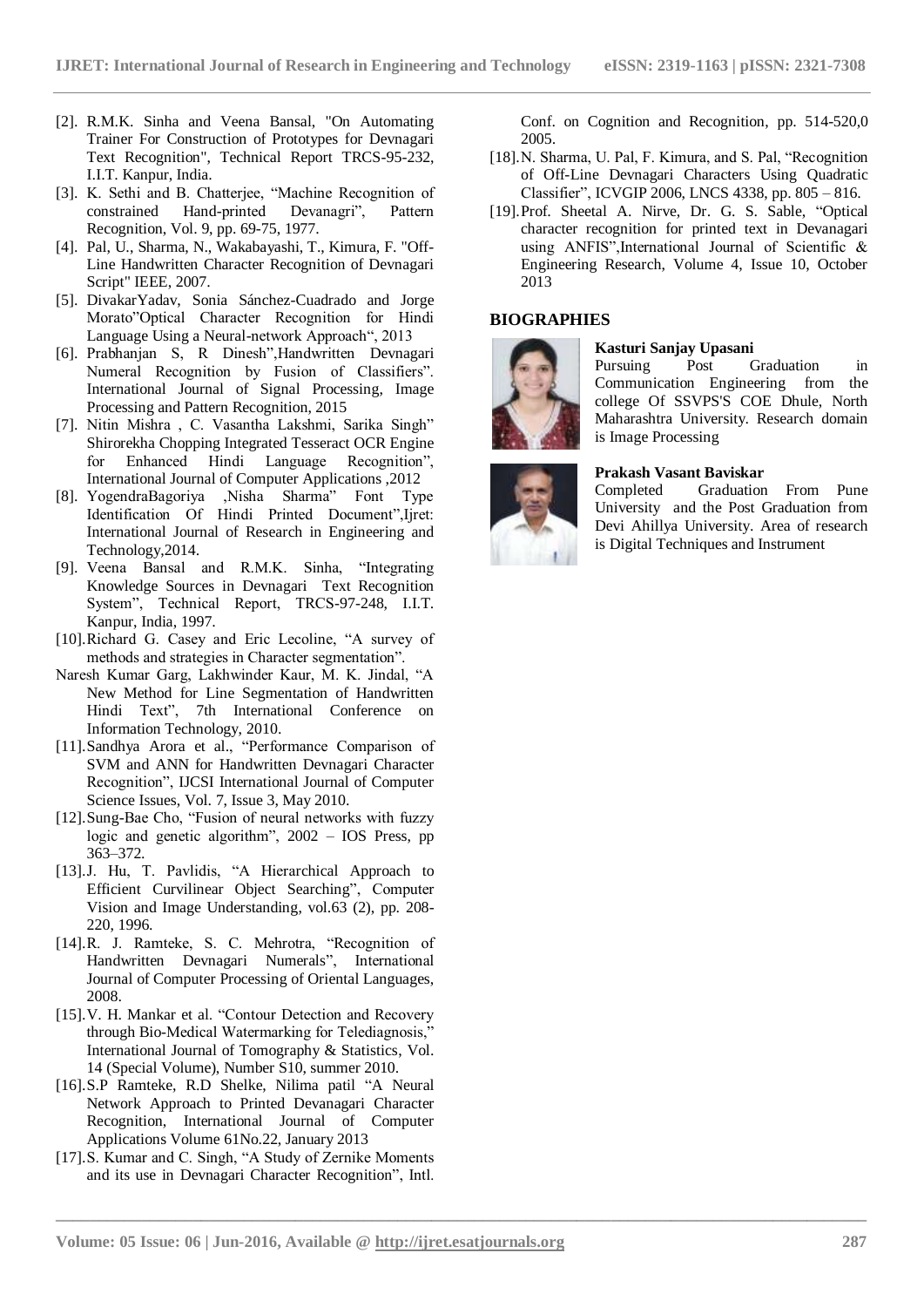[2]. R.M.K. Sinha and Veena Bansal, "On Automating Trainer For Construction of Prototypes for Devnagari Text Recognition", Technical Report TRCS-95-232, I.I.T. Kanpur, India.

[3]. K. Sethi and B. Chatterjee, "Machine Recognition of constrained Hand-printed Devanagri", Pattern Recognition, Vol. 9, pp. 69-75, 1977.

[4]. Pal, U., Sharma, N., Wakabayashi, T., Kimura, F. "Off-Line Handwritten Character Recognition of Devnagari Script" IEEE, 2007.

[5]. DivakarYadav, Sonia Sánchez-Cuadrado and Jorge Morato"Optical Character Recognition for Hindi Language Using a Neural-network Approach", 2013

[6]. Prabhanjan S, R Dinesh",Handwritten Devnagari Numeral Recognition by Fusion of Classifiers". International Journal of Signal Processing, Image Processing and Pattern Recognition, 2015

[7]. Nitin Mishra , C. Vasantha Lakshmi, Sarika Singh" Shirorekha Chopping Integrated Tesseract OCR Engine for Enhanced Hindi Language Recognition", International Journal of Computer Applications ,2012

[8]. YogendraBagoriya ,Nisha Sharma" Font Type Identification Of Hindi Printed Document",Ijret: International Journal of Research in Engineering and Technology,2014.

[9]. Veena Bansal and R.M.K. Sinha, "Integrating Knowledge Sources in Devnagari Text Recognition System", Technical Report, TRCS-97-248, I.I.T. Kanpur, India, 1997.

[10]. Richard G. Casey and Eric Lecoline, "A survey of methods and strategies in Character segmentation".

Naresh Kumar Garg, Lakhwinder Kaur, M. K. Jindal, "A New Method for Line Segmentation of Handwritten Hindi Text", 7th International Conference on Information Technology, 2010.

[11]. Sandhya Arora et al., "Performance Comparison of SVM and ANN for Handwritten Devnagari Character Recognition", IJCSI International Journal of Computer Science Issues, Vol. 7, Issue 3, May 2010.

[12]. Sung-Bae Cho, "Fusion of neural networks with fuzzy logic and genetic algorithm", 2002 – IOS Press, pp 363–372.

[13]. J. Hu, T. Pavlidis, "A Hierarchical Approach to Efficient Curvilinear Object Searching", Computer Vision and Image Understanding, vol.63 (2), pp. 208-220, 1996.

[14]. R. J. Ramteke, S. C. Mehrotra, "Recognition of Handwritten Devnagari Numerals", International Journal of Computer Processing of Oriental Languages, 2008.

[15]. V. H. Mankar et al. "Contour Detection and Recovery through Bio-Medical Watermarking for Telediagnosis," International Journal of Tomography & Statistics, Vol. 14 (Special Volume), Number S10, summer 2010.

[16]. S.P Ramteke, R.D Shelke, Nilima patil "A Neural Network Approach to Printed Devanagari Character Recognition, International Journal of Computer Applications Volume 61No.22, January 2013

[17]. S. Kumar and C. Singh, "A Study of Zernike Moments and its use in Devnagari Character Recognition", Intl. Conf. on Cognition and Recognition, pp. 514-520,0 2005.

[18]. N. Sharma, U. Pal, F. Kimura, and S. Pal, "Recognition of Off-Line Devnagari Characters Using Quadratic Classifier", ICVGIP 2006, LNCS 4338, pp. 805 – 816.

[19]. Prof. Sheetal A. Nirve, Dr. G. S. Sable, "Optical character recognition for printed text in Devanagari using ANFIS",International Journal of Scientific & Engineering Research, Volume 4, Issue 10, October 2013

## BIOGRAPHIES

**Kasturi Sanjay Upasani**
Pursuing Post Graduation in Communication Engineering from the college Of SSVPS'S COE Dhule, North Maharashtra University. Research domain is Image Processing

**Prakash Vasant Baviskar**
Completed Graduation From Pune University and the Post Graduation from Devi Ahillya University. Area of research is Digital Techniques and Instrument